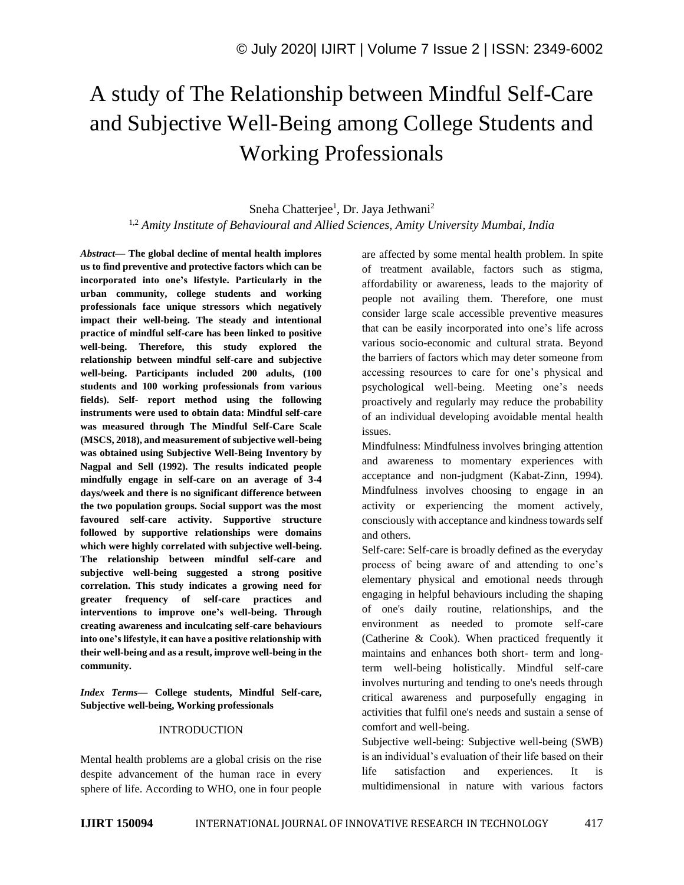# A study of The Relationship between Mindful Self-Care and Subjective Well-Being among College Students and Working Professionals

Sneha Chatterjee[1], Dr. Jaya Jethwani[2]

[1,2] *Amity Institute of Behavioural and Allied Sciences, Amity University Mumbai, India*

***Abstract*— The global decline of mental health implores us to find preventive and protective factors which can be incorporated into one's lifestyle. Particularly in the urban community, college students and working professionals face unique stressors which negatively impact their well-being. The steady and intentional practice of mindful self-care has been linked to positive well-being. Therefore, this study explored the relationship between mindful self-care and subjective well-being. Participants included 200 adults, (100 students and 100 working professionals from various fields). Self- report method using the following instruments were used to obtain data: Mindful self-care was measured through The Mindful Self-Care Scale (MSCS, 2018), and measurement of subjective well-being was obtained using Subjective Well-Being Inventory by Nagpal and Sell (1992). The results indicated people mindfully engage in self-care on an average of 3-4 days/week and there is no significant difference between the two population groups. Social support was the most favoured self-care activity. Supportive structure followed by supportive relationships were domains which were highly correlated with subjective well-being. The relationship between mindful self-care and subjective well-being suggested a strong positive correlation. This study indicates a growing need for greater frequency of self-care practices and interventions to improve one's well-being. Through creating awareness and inculcating self-care behaviours into one's lifestyle, it can have a positive relationship with their well-being and as a result, improve well-being in the community.**

***Index Terms*— College students, Mindful Self-care, Subjective well-being, Working professionals**

## INTRODUCTION

Mental health problems are a global crisis on the rise despite advancement of the human race in every sphere of life. According to WHO, one in four people are affected by some mental health problem. In spite of treatment available, factors such as stigma, affordability or awareness, leads to the majority of people not availing them. Therefore, one must consider large scale accessible preventive measures that can be easily incorporated into one's life across various socio-economic and cultural strata. Beyond the barriers of factors which may deter someone from accessing resources to care for one's physical and psychological well-being. Meeting one's needs proactively and regularly may reduce the probability of an individual developing avoidable mental health issues.

Mindfulness: Mindfulness involves bringing attention and awareness to momentary experiences with acceptance and non-judgment (Kabat-Zinn, 1994). Mindfulness involves choosing to engage in an activity or experiencing the moment actively, consciously with acceptance and kindness towards self and others.

Self-care: Self-care is broadly defined as the everyday process of being aware of and attending to one's elementary physical and emotional needs through engaging in helpful behaviours including the shaping of one's daily routine, relationships, and the environment as needed to promote self-care (Catherine & Cook). When practiced frequently it maintains and enhances both short- term and long-term well-being holistically. Mindful self-care involves nurturing and tending to one's needs through critical awareness and purposefully engaging in activities that fulfil one's needs and sustain a sense of comfort and well-being.

Subjective well-being: Subjective well-being (SWB) is an individual's evaluation of their life based on their life satisfaction and experiences. It is multidimensional in nature with various factors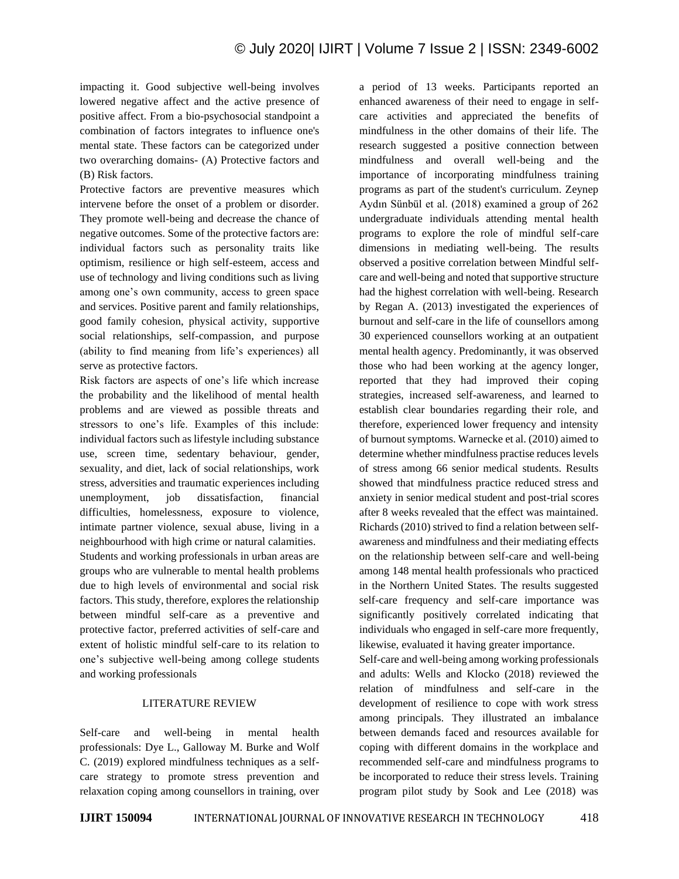impacting it. Good subjective well-being involves lowered negative affect and the active presence of positive affect. From a bio-psychosocial standpoint a combination of factors integrates to influence one's mental state. These factors can be categorized under two overarching domains- (A) Protective factors and (B) Risk factors.

Protective factors are preventive measures which intervene before the onset of a problem or disorder. They promote well-being and decrease the chance of negative outcomes. Some of the protective factors are: individual factors such as personality traits like optimism, resilience or high self-esteem, access and use of technology and living conditions such as living among one's own community, access to green space and services. Positive parent and family relationships, good family cohesion, physical activity, supportive social relationships, self-compassion, and purpose (ability to find meaning from life's experiences) all serve as protective factors.

Risk factors are aspects of one's life which increase the probability and the likelihood of mental health problems and are viewed as possible threats and stressors to one's life. Examples of this include: individual factors such as lifestyle including substance use, screen time, sedentary behaviour, gender, sexuality, and diet, lack of social relationships, work stress, adversities and traumatic experiences including unemployment, job dissatisfaction, financial difficulties, homelessness, exposure to violence, intimate partner violence, sexual abuse, living in a neighbourhood with high crime or natural calamities.

Students and working professionals in urban areas are groups who are vulnerable to mental health problems due to high levels of environmental and social risk factors. This study, therefore, explores the relationship between mindful self-care as a preventive and protective factor, preferred activities of self-care and extent of holistic mindful self-care to its relation to one's subjective well-being among college students and working professionals

## LITERATURE REVIEW

Self-care and well-being in mental health professionals: Dye L., Galloway M. Burke and Wolf C. (2019) explored mindfulness techniques as a self-care strategy to promote stress prevention and relaxation coping among counsellors in training, over a period of 13 weeks. Participants reported an enhanced awareness of their need to engage in self-care activities and appreciated the benefits of mindfulness in the other domains of their life. The research suggested a positive connection between mindfulness and overall well-being and the importance of incorporating mindfulness training programs as part of the student's curriculum. Zeynep Aydın Sünbül et al. (2018) examined a group of 262 undergraduate individuals attending mental health programs to explore the role of mindful self-care dimensions in mediating well-being. The results observed a positive correlation between Mindful self-care and well-being and noted that supportive structure had the highest correlation with well-being. Research by Regan A. (2013) investigated the experiences of burnout and self-care in the life of counsellors among 30 experienced counsellors working at an outpatient mental health agency. Predominantly, it was observed those who had been working at the agency longer, reported that they had improved their coping strategies, increased self-awareness, and learned to establish clear boundaries regarding their role, and therefore, experienced lower frequency and intensity of burnout symptoms. Warnecke et al. (2010) aimed to determine whether mindfulness practise reduces levels of stress among 66 senior medical students. Results showed that mindfulness practice reduced stress and anxiety in senior medical student and post-trial scores after 8 weeks revealed that the effect was maintained. Richards (2010) strived to find a relation between self-awareness and mindfulness and their mediating effects on the relationship between self-care and well-being among 148 mental health professionals who practiced in the Northern United States. The results suggested self-care frequency and self-care importance was significantly positively correlated indicating that individuals who engaged in self-care more frequently, likewise, evaluated it having greater importance.

Self-care and well-being among working professionals and adults: Wells and Klocko (2018) reviewed the relation of mindfulness and self-care in the development of resilience to cope with work stress among principals. They illustrated an imbalance between demands faced and resources available for coping with different domains in the workplace and recommended self-care and mindfulness programs to be incorporated to reduce their stress levels. Training program pilot study by Sook and Lee (2018) was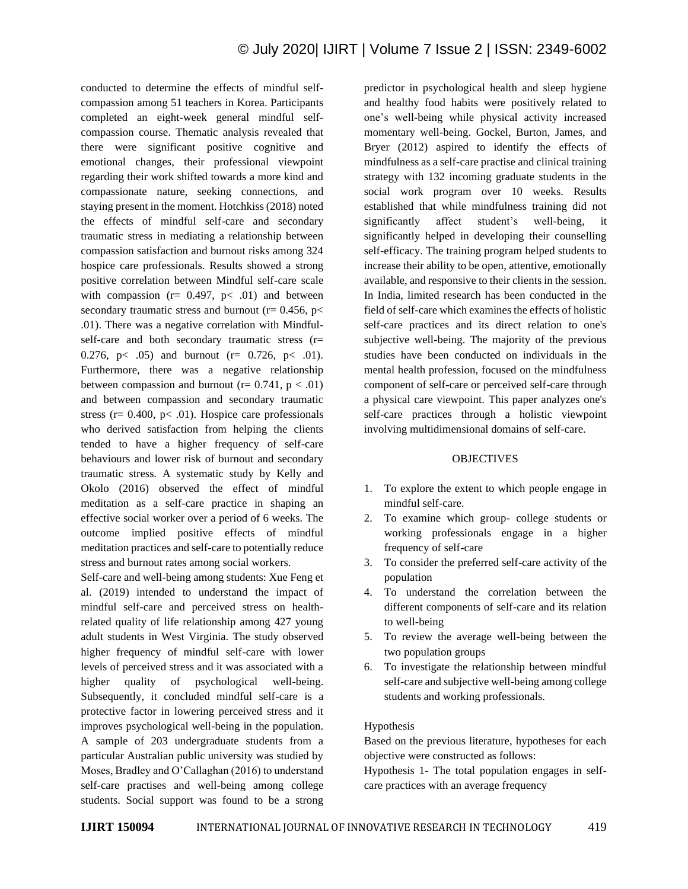conducted to determine the effects of mindful self-compassion among 51 teachers in Korea. Participants completed an eight-week general mindful self-compassion course. Thematic analysis revealed that there were significant positive cognitive and emotional changes, their professional viewpoint regarding their work shifted towards a more kind and compassionate nature, seeking connections, and staying present in the moment. Hotchkiss (2018) noted the effects of mindful self-care and secondary traumatic stress in mediating a relationship between compassion satisfaction and burnout risks among 324 hospice care professionals. Results showed a strong positive correlation between Mindful self-care scale with compassion ($r = 0.497$, $p < .01$) and between secondary traumatic stress and burnout ($r = 0.456$, $p < .01$). There was a negative correlation with Mindful-self-care and both secondary traumatic stress ($r = 0.276$, $p < .05$) and burnout ($r = 0.726$, $p < .01$). Furthermore, there was a negative relationship between compassion and burnout ($r = 0.741$, $p < .01$) and between compassion and secondary traumatic stress ($r = 0.400$, $p < .01$). Hospice care professionals who derived satisfaction from helping the clients tended to have a higher frequency of self-care behaviours and lower risk of burnout and secondary traumatic stress. A systematic study by Kelly and Okolo (2016) observed the effect of mindful meditation as a self-care practice in shaping an effective social worker over a period of 6 weeks. The outcome implied positive effects of mindful meditation practices and self-care to potentially reduce stress and burnout rates among social workers.

Self-care and well-being among students: Xue Feng et al. (2019) intended to understand the impact of mindful self-care and perceived stress on health-related quality of life relationship among 427 young adult students in West Virginia. The study observed higher frequency of mindful self-care with lower levels of perceived stress and it was associated with a higher quality of psychological well-being. Subsequently, it concluded mindful self-care is a protective factor in lowering perceived stress and it improves psychological well-being in the population. A sample of 203 undergraduate students from a particular Australian public university was studied by Moses, Bradley and O'Callaghan (2016) to understand self-care practises and well-being among college students. Social support was found to be a strong predictor in psychological health and sleep hygiene and healthy food habits were positively related to one's well-being while physical activity increased momentary well-being. Gockel, Burton, James, and Bryer (2012) aspired to identify the effects of mindfulness as a self-care practise and clinical training strategy with 132 incoming graduate students in the social work program over 10 weeks. Results established that while mindfulness training did not significantly affect student's well-being, it significantly helped in developing their counselling self-efficacy. The training program helped students to increase their ability to be open, attentive, emotionally available, and responsive to their clients in the session. In India, limited research has been conducted in the field of self-care which examines the effects of holistic self-care practices and its direct relation to one's subjective well-being. The majority of the previous studies have been conducted on individuals in the mental health profession, focused on the mindfulness component of self-care or perceived self-care through a physical care viewpoint. This paper analyzes one's self-care practices through a holistic viewpoint involving multidimensional domains of self-care.

## OBJECTIVES

1. To explore the extent to which people engage in mindful self-care.
2. To examine which group- college students or working professionals engage in a higher frequency of self-care
3. To consider the preferred self-care activity of the population
4. To understand the correlation between the different components of self-care and its relation to well-being
5. To review the average well-being between the two population groups
6. To investigate the relationship between mindful self-care and subjective well-being among college students and working professionals.

Hypothesis

Based on the previous literature, hypotheses for each objective were constructed as follows:

Hypothesis 1- The total population engages in self-care practices with an average frequency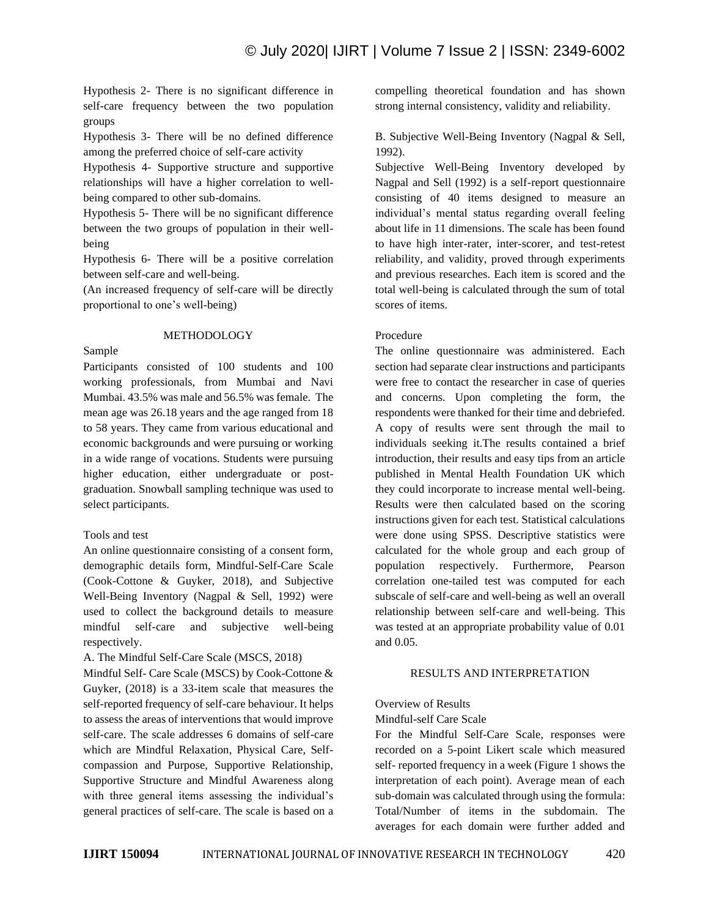Hypothesis 2- There is no significant difference in self-care frequency between the two population groups

Hypothesis 3- There will be no defined difference among the preferred choice of self-care activity

Hypothesis 4- Supportive structure and supportive relationships will have a higher correlation to well-being compared to other sub-domains.

Hypothesis 5- There will be no significant difference between the two groups of population in their well-being

Hypothesis 6- There will be a positive correlation between self-care and well-being.

(An increased frequency of self-care will be directly proportional to one's well-being)

## METHODOLOGY

### Sample

Participants consisted of 100 students and 100 working professionals, from Mumbai and Navi Mumbai. 43.5% was male and 56.5% was female. The mean age was 26.18 years and the age ranged from 18 to 58 years. They came from various educational and economic backgrounds and were pursuing or working in a wide range of vocations. Students were pursuing higher education, either undergraduate or post-graduation. Snowball sampling technique was used to select participants.

### Tools and test

An online questionnaire consisting of a consent form, demographic details form, Mindful-Self-Care Scale (Cook-Cottone & Guyker, 2018), and Subjective Well-Being Inventory (Nagpal & Sell, 1992) were used to collect the background details to measure mindful self-care and subjective well-being respectively.

A. The Mindful Self-Care Scale (MSCS, 2018)

Mindful Self- Care Scale (MSCS) by Cook-Cottone & Guyker, (2018) is a 33-item scale that measures the self-reported frequency of self-care behaviour. It helps to assess the areas of interventions that would improve self-care. The scale addresses 6 domains of self-care which are Mindful Relaxation, Physical Care, Self-compassion and Purpose, Supportive Relationship, Supportive Structure and Mindful Awareness along with three general items assessing the individual's general practices of self-care. The scale is based on a compelling theoretical foundation and has shown strong internal consistency, validity and reliability.

B. Subjective Well-Being Inventory (Nagpal & Sell, 1992).

Subjective Well-Being Inventory developed by Nagpal and Sell (1992) is a self-report questionnaire consisting of 40 items designed to measure an individual's mental status regarding overall feeling about life in 11 dimensions. The scale has been found to have high inter-rater, inter-scorer, and test-retest reliability, and validity, proved through experiments and previous researches. Each item is scored and the total well-being is calculated through the sum of total scores of items.

### Procedure

The online questionnaire was administered. Each section had separate clear instructions and participants were free to contact the researcher in case of queries and concerns. Upon completing the form, the respondents were thanked for their time and debriefed. A copy of results were sent through the mail to individuals seeking it.The results contained a brief introduction, their results and easy tips from an article published in Mental Health Foundation UK which they could incorporate to increase mental well-being. Results were then calculated based on the scoring instructions given for each test. Statistical calculations were done using SPSS. Descriptive statistics were calculated for the whole group and each group of population respectively. Furthermore, Pearson correlation one-tailed test was computed for each subscale of self-care and well-being as well an overall relationship between self-care and well-being. This was tested at an appropriate probability value of 0.01 and 0.05.

## RESULTS AND INTERPRETATION

### Overview of Results

Mindful-self Care Scale

For the Mindful Self-Care Scale, responses were recorded on a 5-point Likert scale which measured self- reported frequency in a week (Figure 1 shows the interpretation of each point). Average mean of each sub-domain was calculated through using the formula: Total/Number of items in the subdomain. The averages for each domain were further added and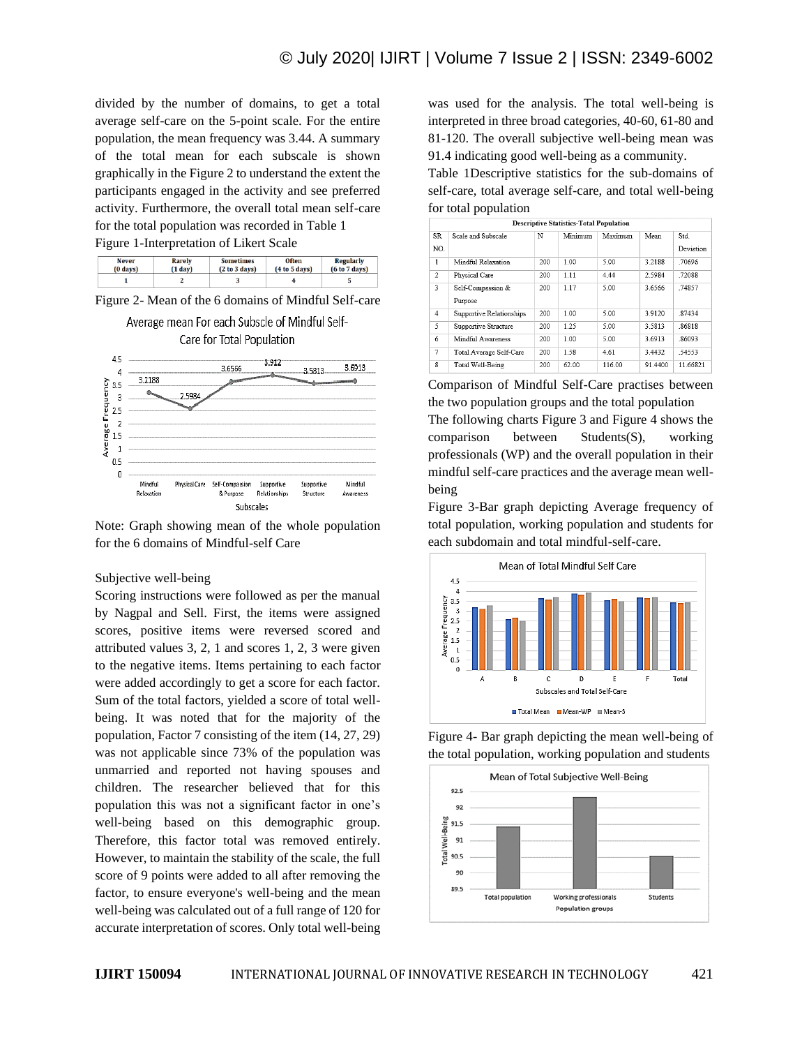divided by the number of domains, to get a total average self-care on the 5-point scale. For the entire population, the mean frequency was 3.44. A summary of the total mean for each subscale is shown graphically in the Figure 2 to understand the extent the participants engaged in the activity and see preferred activity. Furthermore, the overall total mean self-care for the total population was recorded in Table 1

Figure 1-Interpretation of Likert Scale

| Never (0 days) | Rarely (1 day) | Sometimes (2 to 3 days) | Often (4 to 5 days) | Regularly (6 to 7 days) |
|---|---|---|---|---|
| 1 | 2 | 3 | 4 | 5 |

Figure 2- Mean of the 6 domains of Mindful Self-care

Note: Graph showing mean of the whole population for the 6 domains of Mindful-self Care

Subjective well-being

Scoring instructions were followed as per the manual by Nagpal and Sell. First, the items were assigned scores, positive items were reversed scored and attributed values 3, 2, 1 and scores 1, 2, 3 were given to the negative items. Items pertaining to each factor were added accordingly to get a score for each factor. Sum of the total factors, yielded a score of total well-being. It was noted that for the majority of the population, Factor 7 consisting of the item (14, 27, 29) was not applicable since 73% of the population was unmarried and reported not having spouses and children. The researcher believed that for this population this was not a significant factor in one's well-being based on this demographic group. Therefore, this factor total was removed entirely. However, to maintain the stability of the scale, the full score of 9 points were added to all after removing the factor, to ensure everyone's well-being and the mean well-being was calculated out of a full range of 120 for accurate interpretation of scores. Only total well-being was used for the analysis. The total well-being is interpreted in three broad categories, 40-60, 61-80 and 81-120. The overall subjective well-being mean was 91.4 indicating good well-being as a community.

Table 1Descriptive statistics for the sub-domains of self-care, total average self-care, and total well-being for total population

| Descriptive Statistics-Total Population | | | | | | |
|---|---|---|---|---|---|---|
| SR NO. | Scale and Subscale | N | Minimum | Maximum | Mean | Std. Deviation |
| 1 | Mindful Relaxation | 200 | 1.00 | 5.00 | 3.2188 | .70696 |
| 2 | Physical Care | 200 | 1.11 | 4.44 | 2.5984 | .72088 |
| 3 | Self-Compassion & Purpose | 200 | 1.17 | 5.00 | 3.6566 | .74857 |
| 4 | Supportive Relationships | 200 | 1.00 | 5.00 | 3.9120 | .87434 |
| 5 | Supportive Structure | 200 | 1.25 | 5.00 | 3.5813 | .86818 |
| 6 | Mindful Awareness | 200 | 1.00 | 5.00 | 3.6913 | .86093 |
| 7 | Total Average Self-Care | 200 | 1.58 | 4.61 | 3.4432 | .54553 |
| 8 | Total Well-Being | 200 | 62.00 | 116.00 | 91.4400 | 11.66821 |

Comparison of Mindful Self-Care practises between the two population groups and the total population

The following charts Figure 3 and Figure 4 shows the comparison between Students(S), working professionals (WP) and the overall population in their mindful self-care practices and the average mean well-being

Figure 3-Bar graph depicting Average frequency of total population, working population and students for each subdomain and total mindful-self-care.

Figure 4- Bar graph depicting the mean well-being of the total population, working population and students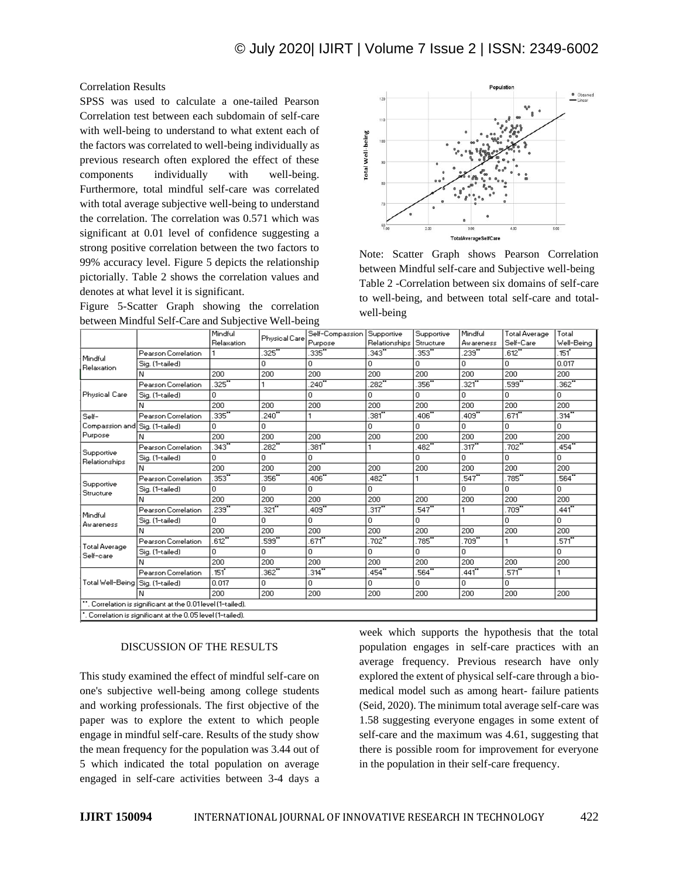Correlation Results

SPSS was used to calculate a one-tailed Pearson Correlation test between each subdomain of self-care with well-being to understand to what extent each of the factors was correlated to well-being individually as previous research often explored the effect of these components individually with well-being. Furthermore, total mindful self-care was correlated with total average subjective well-being to understand the correlation. The correlation was 0.571 which was significant at 0.01 level of confidence suggesting a strong positive correlation between the two factors to 99% accuracy level. Figure 5 depicts the relationship pictorially. Table 2 shows the correlation values and denotes at what level it is significant.

Figure 5-Scatter Graph showing the correlation between Mindful Self-Care and Subjective Well-being

Note: Scatter Graph shows Pearson Correlation between Mindful self-care and Subjective well-being

Table 2 -Correlation between six domains of self-care to well-being, and between total self-care and total-well-being

| | | Mindful Relaxation | Physical Care | Self-Compassion Purpose | Supportive Relationships | Supportive Structure | Mindful Awareness | Total Average Self-Care | Total Well-Being |
|---|---|---|---|---|---|---|---|---|---|
| Mindful Relaxation | Pearson Correlation | 1 | .325** | .335** | .343** | .353** | .239** | .612** | .151* |
| | Sig. (1-tailed) | | 0 | 0 | 0 | 0 | 0 | 0 | 0.017 |
| | N | 200 | 200 | 200 | 200 | 200 | 200 | 200 | 200 |
| Physical Care | Pearson Correlation | .325** | 1 | .240** | .282** | .356** | .321** | .599** | .362** |
| | Sig. (1-tailed) | 0 | | 0 | 0 | 0 | 0 | 0 | 0 |
| | N | 200 | 200 | 200 | 200 | 200 | 200 | 200 | 200 |
| Self-Compassion and Purpose | Pearson Correlation | .335** | .240** | 1 | .381** | .406** | .409** | .671** | .314** |
| | Sig. (1-tailed) | 0 | 0 | | 0 | 0 | 0 | 0 | 0 |
| | N | 200 | 200 | 200 | 200 | 200 | 200 | 200 | 200 |
| Supportive Relationships | Pearson Correlation | .343** | .282** | .381** | 1 | .482** | .317** | .702** | .454** |
| | Sig. (1-tailed) | 0 | 0 | 0 | | 0 | 0 | 0 | 0 |
| | N | 200 | 200 | 200 | 200 | 200 | 200 | 200 | 200 |
| Supportive Structure | Pearson Correlation | .353** | .356** | .406** | .482** | 1 | .547** | .785** | .564** |
| | Sig. (1-tailed) | 0 | 0 | 0 | 0 | | 0 | 0 | 0 |
| | N | 200 | 200 | 200 | 200 | 200 | 200 | 200 | 200 |
| Mindful Awareness | Pearson Correlation | .239** | .321** | .409** | .317** | .547** | 1 | .709** | .441** |
| | Sig. (1-tailed) | 0 | 0 | 0 | 0 | 0 | | 0 | 0 |
| | N | 200 | 200 | 200 | 200 | 200 | 200 | 200 | 200 |
| Total Average Self-care | Pearson Correlation | .612** | .599** | .671** | .702** | .785** | .709** | 1 | .571** |
| | Sig. (1-tailed) | 0 | 0 | 0 | 0 | 0 | 0 | | 0 |
| | N | 200 | 200 | 200 | 200 | 200 | 200 | 200 | 200 |
| Total Well-Being | Pearson Correlation | .151* | .362** | .314** | .454** | .564** | .441** | .571** | 1 |
| | Sig. (1-tailed) | 0.017 | 0 | 0 | 0 | 0 | 0 | 0 | |
| | N | 200 | 200 | 200 | 200 | 200 | 200 | 200 | 200 |

**. Correlation is significant at the 0.01 level (1-tailed).

*. Correlation is significant at the 0.05 level (1-tailed).

## DISCUSSION OF THE RESULTS

This study examined the effect of mindful self-care on one's subjective well-being among college students and working professionals. The first objective of the paper was to explore the extent to which people engage in mindful self-care. Results of the study show the mean frequency for the population was 3.44 out of 5 which indicated the total population on average engaged in self-care activities between 3-4 days a week which supports the hypothesis that the total population engages in self-care practices with an average frequency. Previous research have only explored the extent of physical self-care through a bio-medical model such as among heart- failure patients (Seid, 2020). The minimum total average self-care was 1.58 suggesting everyone engages in some extent of self-care and the maximum was 4.61, suggesting that there is possible room for improvement for everyone in the population in their self-care frequency.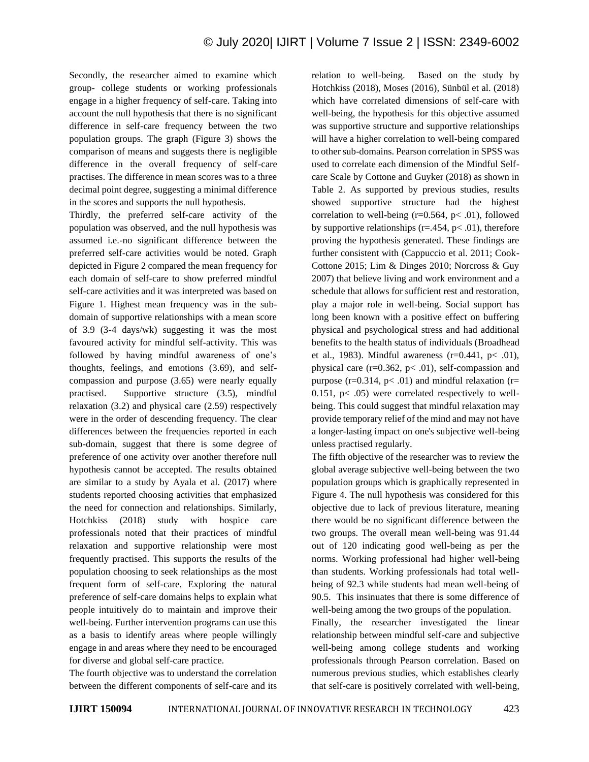Secondly, the researcher aimed to examine which group- college students or working professionals engage in a higher frequency of self-care. Taking into account the null hypothesis that there is no significant difference in self-care frequency between the two population groups. The graph (Figure 3) shows the comparison of means and suggests there is negligible difference in the overall frequency of self-care practises. The difference in mean scores was to a three decimal point degree, suggesting a minimal difference in the scores and supports the null hypothesis.

Thirdly, the preferred self-care activity of the population was observed, and the null hypothesis was assumed i.e.-no significant difference between the preferred self-care activities would be noted. Graph depicted in Figure 2 compared the mean frequency for each domain of self-care to show preferred mindful self-care activities and it was interpreted was based on Figure 1. Highest mean frequency was in the sub-domain of supportive relationships with a mean score of 3.9 (3-4 days/wk) suggesting it was the most favoured activity for mindful self-activity. This was followed by having mindful awareness of one's thoughts, feelings, and emotions (3.69), and self-compassion and purpose (3.65) were nearly equally practised. Supportive structure (3.5), mindful relaxation (3.2) and physical care (2.59) respectively were in the order of descending frequency. The clear differences between the frequencies reported in each sub-domain, suggest that there is some degree of preference of one activity over another therefore null hypothesis cannot be accepted. The results obtained are similar to a study by Ayala et al. (2017) where students reported choosing activities that emphasized the need for connection and relationships. Similarly, Hotchkiss (2018) study with hospice care professionals noted that their practices of mindful relaxation and supportive relationship were most frequently practised. This supports the results of the population choosing to seek relationships as the most frequent form of self-care. Exploring the natural preference of self-care domains helps to explain what people intuitively do to maintain and improve their well-being. Further intervention programs can use this as a basis to identify areas where people willingly engage in and areas where they need to be encouraged for diverse and global self-care practice.

The fourth objective was to understand the correlation between the different components of self-care and its relation to well-being. Based on the study by Hotchkiss (2018), Moses (2016), Sünbül et al. (2018) which have correlated dimensions of self-care with well-being, the hypothesis for this objective assumed was supportive structure and supportive relationships will have a higher correlation to well-being compared to other sub-domains. Pearson correlation in SPSS was used to correlate each dimension of the Mindful Self-care Scale by Cottone and Guyker (2018) as shown in Table 2. As supported by previous studies, results showed supportive structure had the highest correlation to well-being ($r=0.564$, $p< .01$), followed by supportive relationships ($r=.454$, $p< .01$), therefore proving the hypothesis generated. These findings are further consistent with (Cappuccio et al. 2011; Cook-Cottone 2015; Lim & Dinges 2010; Norcross & Guy 2007) that believe living and work environment and a schedule that allows for sufficient rest and restoration, play a major role in well-being. Social support has long been known with a positive effect on buffering physical and psychological stress and had additional benefits to the health status of individuals (Broadhead et al., 1983). Mindful awareness ($r=0.441$, $p< .01$), physical care ($r=0.362$, $p< .01$), self-compassion and purpose ($r=0.314$, $p< .01$) and mindful relaxation ($r= 0.151$, $p< .05$) were correlated respectively to well-being. This could suggest that mindful relaxation may provide temporary relief of the mind and may not have a longer-lasting impact on one's subjective well-being unless practised regularly.

The fifth objective of the researcher was to review the global average subjective well-being between the two population groups which is graphically represented in Figure 4. The null hypothesis was considered for this objective due to lack of previous literature, meaning there would be no significant difference between the two groups. The overall mean well-being was 91.44 out of 120 indicating good well-being as per the norms. Working professional had higher well-being than students. Working professionals had total well-being of 92.3 while students had mean well-being of 90.5. This insinuates that there is some difference of well-being among the two groups of the population.

Finally, the researcher investigated the linear relationship between mindful self-care and subjective well-being among college students and working professionals through Pearson correlation. Based on numerous previous studies, which establishes clearly that self-care is positively correlated with well-being,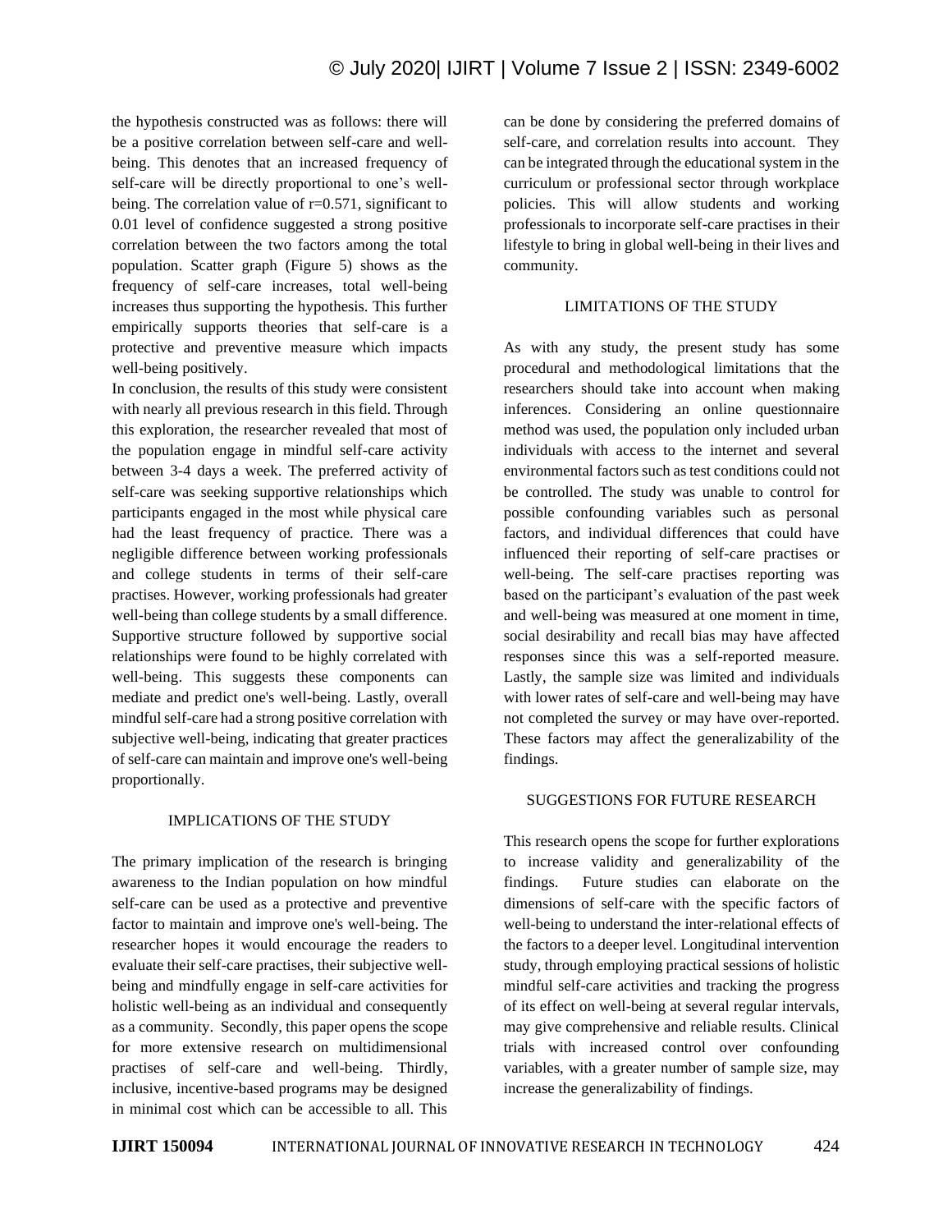the hypothesis constructed was as follows: there will be a positive correlation between self-care and well-being. This denotes that an increased frequency of self-care will be directly proportional to one's well-being. The correlation value of $r=0.571$, significant to 0.01 level of confidence suggested a strong positive correlation between the two factors among the total population. Scatter graph (Figure 5) shows as the frequency of self-care increases, total well-being increases thus supporting the hypothesis. This further empirically supports theories that self-care is a protective and preventive measure which impacts well-being positively.

In conclusion, the results of this study were consistent with nearly all previous research in this field. Through this exploration, the researcher revealed that most of the population engage in mindful self-care activity between 3-4 days a week. The preferred activity of self-care was seeking supportive relationships which participants engaged in the most while physical care had the least frequency of practice. There was a negligible difference between working professionals and college students in terms of their self-care practises. However, working professionals had greater well-being than college students by a small difference. Supportive structure followed by supportive social relationships were found to be highly correlated with well-being. This suggests these components can mediate and predict one's well-being. Lastly, overall mindful self-care had a strong positive correlation with subjective well-being, indicating that greater practices of self-care can maintain and improve one's well-being proportionally.

## IMPLICATIONS OF THE STUDY

The primary implication of the research is bringing awareness to the Indian population on how mindful self-care can be used as a protective and preventive factor to maintain and improve one's well-being. The researcher hopes it would encourage the readers to evaluate their self-care practises, their subjective well-being and mindfully engage in self-care activities for holistic well-being as an individual and consequently as a community. Secondly, this paper opens the scope for more extensive research on multidimensional practises of self-care and well-being. Thirdly, inclusive, incentive-based programs may be designed in minimal cost which can be accessible to all. This can be done by considering the preferred domains of self-care, and correlation results into account. They can be integrated through the educational system in the curriculum or professional sector through workplace policies. This will allow students and working professionals to incorporate self-care practises in their lifestyle to bring in global well-being in their lives and community.

## LIMITATIONS OF THE STUDY

As with any study, the present study has some procedural and methodological limitations that the researchers should take into account when making inferences. Considering an online questionnaire method was used, the population only included urban individuals with access to the internet and several environmental factors such as test conditions could not be controlled. The study was unable to control for possible confounding variables such as personal factors, and individual differences that could have influenced their reporting of self-care practises or well-being. The self-care practises reporting was based on the participant's evaluation of the past week and well-being was measured at one moment in time, social desirability and recall bias may have affected responses since this was a self-reported measure. Lastly, the sample size was limited and individuals with lower rates of self-care and well-being may have not completed the survey or may have over-reported. These factors may affect the generalizability of the findings.

## SUGGESTIONS FOR FUTURE RESEARCH

This research opens the scope for further explorations to increase validity and generalizability of the findings. Future studies can elaborate on the dimensions of self-care with the specific factors of well-being to understand the inter-relational effects of the factors to a deeper level. Longitudinal intervention study, through employing practical sessions of holistic mindful self-care activities and tracking the progress of its effect on well-being at several regular intervals, may give comprehensive and reliable results. Clinical trials with increased control over confounding variables, with a greater number of sample size, may increase the generalizability of findings.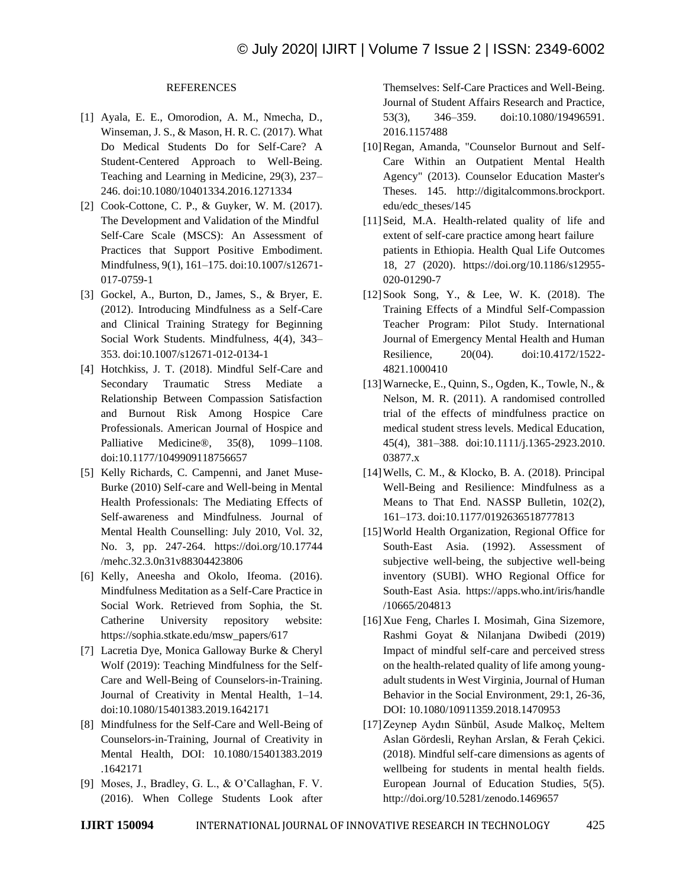## REFERENCES

[1] Ayala, E. E., Omorodion, A. M., Nmecha, D., Winseman, J. S., & Mason, H. R. C. (2017). What Do Medical Students Do for Self-Care? A Student-Centered Approach to Well-Being. Teaching and Learning in Medicine, 29(3), 237–246. doi:10.1080/10401334.2016.1271334

[2] Cook-Cottone, C. P., & Guyker, W. M. (2017). The Development and Validation of the Mindful Self-Care Scale (MSCS): An Assessment of Practices that Support Positive Embodiment. Mindfulness, 9(1), 161–175. doi:10.1007/s12671-017-0759-1

[3] Gockel, A., Burton, D., James, S., & Bryer, E. (2012). Introducing Mindfulness as a Self-Care and Clinical Training Strategy for Beginning Social Work Students. Mindfulness, 4(4), 343–353. doi:10.1007/s12671-012-0134-1

[4] Hotchkiss, J. T. (2018). Mindful Self-Care and Secondary Traumatic Stress Mediate a Relationship Between Compassion Satisfaction and Burnout Risk Among Hospice Care Professionals. American Journal of Hospice and Palliative Medicine®, 35(8), 1099–1108. doi:10.1177/1049909118756657

[5] Kelly Richards, C. Campenni, and Janet Muse-Burke (2010) Self-care and Well-being in Mental Health Professionals: The Mediating Effects of Self-awareness and Mindfulness. Journal of Mental Health Counselling: July 2010, Vol. 32, No. 3, pp. 247-264. https://doi.org/10.17744/mehc.32.3.0n31v88304423806

[6] Kelly, Aneesha and Okolo, Ifeoma. (2016). Mindfulness Meditation as a Self-Care Practice in Social Work. Retrieved from Sophia, the St. Catherine University repository website: https://sophia.stkate.edu/msw_papers/617

[7] Lacretia Dye, Monica Galloway Burke & Cheryl Wolf (2019): Teaching Mindfulness for the Self-Care and Well-Being of Counselors-in-Training. Journal of Creativity in Mental Health, 1–14. doi:10.1080/15401383.2019.1642171

[8] Mindfulness for the Self-Care and Well-Being of Counselors-in-Training, Journal of Creativity in Mental Health, DOI: 10.1080/15401383.2019.1642171

[9] Moses, J., Bradley, G. L., & O'Callaghan, F. V. (2016). When College Students Look after Themselves: Self-Care Practices and Well-Being. Journal of Student Affairs Research and Practice, 53(3), 346–359. doi:10.1080/19496591.2016.1157488

[10] Regan, Amanda, "Counselor Burnout and Self-Care Within an Outpatient Mental Health Agency" (2013). Counselor Education Master's Theses. 145. http://digitalcommons.brockport.edu/edc_theses/145

[11] Seid, M.A. Health-related quality of life and extent of self-care practice among heart failure patients in Ethiopia. Health Qual Life Outcomes 18, 27 (2020). https://doi.org/10.1186/s12955-020-01290-7

[12] Sook Song, Y., & Lee, W. K. (2018). The Training Effects of a Mindful Self-Compassion Teacher Program: Pilot Study. International Journal of Emergency Mental Health and Human Resilience, 20(04). doi:10.4172/1522-4821.1000410

[13] Warnecke, E., Quinn, S., Ogden, K., Towle, N., & Nelson, M. R. (2011). A randomised controlled trial of the effects of mindfulness practice on medical student stress levels. Medical Education, 45(4), 381–388. doi:10.1111/j.1365-2923.2010.03877.x

[14] Wells, C. M., & Klocko, B. A. (2018). Principal Well-Being and Resilience: Mindfulness as a Means to That End. NASSP Bulletin, 102(2), 161–173. doi:10.1177/0192636518777813

[15] World Health Organization, Regional Office for South-East Asia. (1992). Assessment of subjective well-being, the subjective well-being inventory (SUBI). WHO Regional Office for South-East Asia. https://apps.who.int/iris/handle/10665/204813

[16] Xue Feng, Charles I. Mosimah, Gina Sizemore, Rashmi Goyat & Nilanjana Dwibedi (2019) Impact of mindful self-care and perceived stress on the health-related quality of life among young-adult students in West Virginia, Journal of Human Behavior in the Social Environment, 29:1, 26-36, DOI: 10.1080/10911359.2018.1470953

[17] Zeynep Aydın Sünbül, Asude Malkoç, Meltem Aslan Gördesli, Reyhan Arslan, & Ferah Çekici. (2018). Mindful self-care dimensions as agents of wellbeing for students in mental health fields. European Journal of Education Studies, 5(5). http://doi.org/10.5281/zenodo.1469657